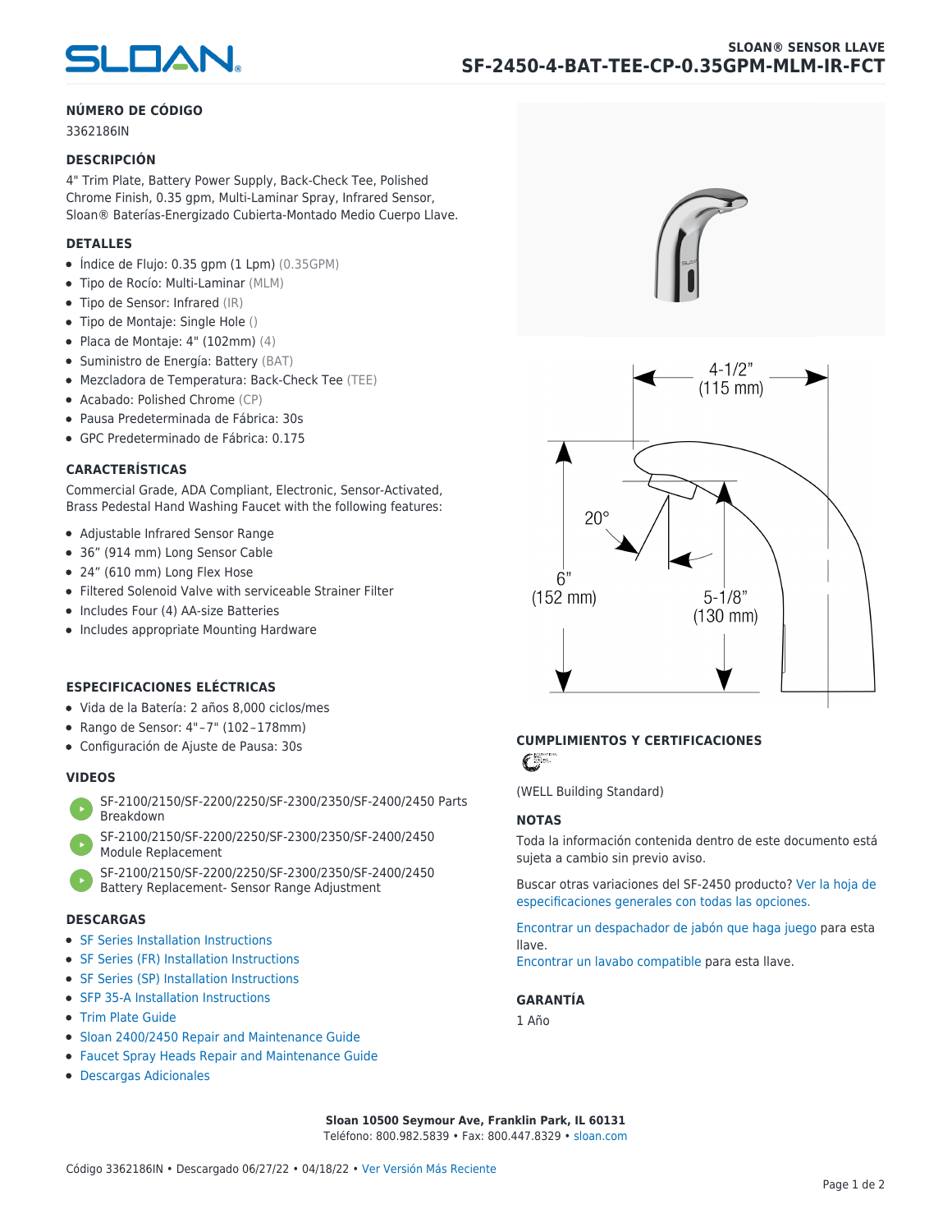# SLOAN® SENSOR LLAVE
## SF-2450-4-BAT-TEE-CP-0.35GPM-MLM-IR-FCT

### NÚMERO DE CÓDIGO

3362186IN

### DESCRIPCIÓN

4" Trim Plate, Battery Power Supply, Back-Check Tee, Polished Chrome Finish, 0.35 gpm, Multi-Laminar Spray, Infrared Sensor, Sloan® Baterías-Energizado Cubierta-Montado Medio Cuerpo Llave.

### DETALLES

- Índice de Flujo: 0.35 gpm (1 Lpm) (0.35GPM)
- Tipo de Rocío: Multi-Laminar (MLM)
- Tipo de Sensor: Infrared (IR)
- Tipo de Montaje: Single Hole ()
- Placa de Montaje: 4" (102mm) (4)
- Suministro de Energía: Battery (BAT)
- Mezcladora de Temperatura: Back-Check Tee (TEE)
- Acabado: Polished Chrome (CP)
- Pausa Predeterminada de Fábrica: 30s
- GPC Predeterminado de Fábrica: 0.175

### CARACTERÍSTICAS

Commercial Grade, ADA Compliant, Electronic, Sensor-Activated, Brass Pedestal Hand Washing Faucet with the following features:

- Adjustable Infrared Sensor Range
- 36” (914 mm) Long Sensor Cable
- 24” (610 mm) Long Flex Hose
- Filtered Solenoid Valve with serviceable Strainer Filter
- Includes Four (4) AA-size Batteries
- Includes appropriate Mounting Hardware

### ESPECIFICACIONES ELÉCTRICAS

- Vida de la Batería: 2 años 8,000 ciclos/mes
- Rango de Sensor: 4"–7" (102–178mm)
- Configuración de Ajuste de Pausa: 30s

### VIDEOS

- SF-2100/2150/SF-2200/2250/SF-2300/2350/SF-2400/2450 Parts Breakdown
- SF-2100/2150/SF-2200/2250/SF-2300/2350/SF-2400/2450 Module Replacement
- SF-2100/2150/SF-2200/2250/SF-2300/2350/SF-2400/2450 Battery Replacement- Sensor Range Adjustment

### DESCARGAS

- SF Series Installation Instructions
- SF Series (FR) Installation Instructions
- SF Series (SP) Installation Instructions
- SFP 35-A Installation Instructions
- Trim Plate Guide
- Sloan 2400/2450 Repair and Maintenance Guide
- Faucet Spray Heads Repair and Maintenance Guide
- Descargas Adicionales

4-1/2" (115 mm)

20°

6" (152 mm)

5-1/8" (130 mm)

### CUMPLIMIENTOS Y CERTIFICACIONES

(WELL Building Standard)

### NOTAS

Toda la información contenida dentro de este documento está sujeta a cambio sin previo aviso.

Buscar otras variaciones del SF-2450 producto? Ver la hoja de especificaciones generales con todas las opciones.

Encontrar un despachador de jabón que haga juego para esta llave.
Encontrar un lavabo compatible para esta llave.

### GARANTÍA

1 Año

**Sloan 10500 Seymour Ave, Franklin Park, IL 60131**
Teléfono: 800.982.5839 • Fax: 800.447.8329 • sloan.com

Código 3362186IN • Descargado 06/27/22 • 04/18/22 • Ver Versión Más Reciente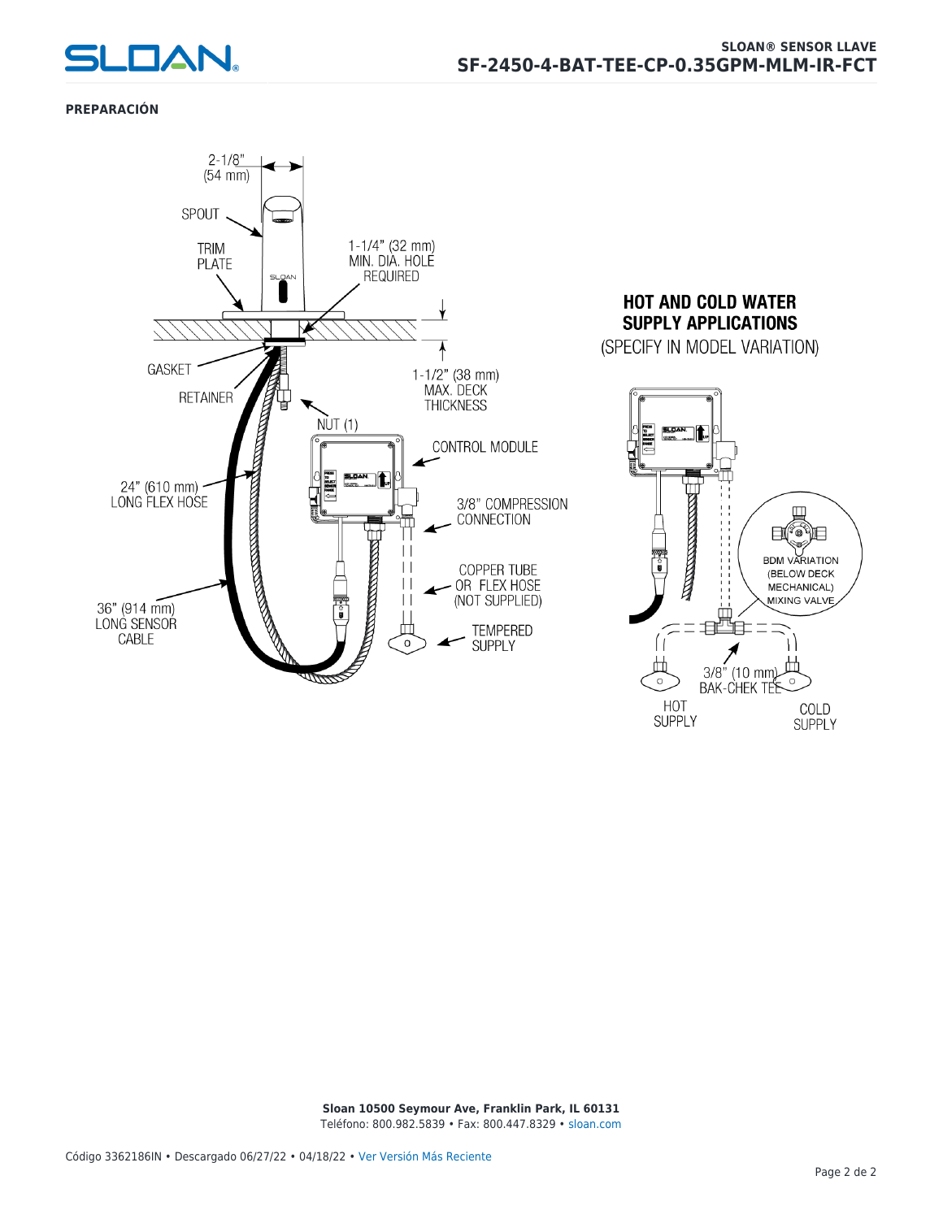**PREPARACIÓN**

2-1/8"
(54 mm)

SPOUT

TRIM
PLATE

1-1/4" (32 mm)
MIN. DIA. HOLE
REQUIRED

GASKET

RETAINER

NUT (1)

1-1/2" (38 mm)
MAX. DECK
THICKNESS

CONTROL MODULE

24" (610 mm)
LONG FLEX HOSE

3/8" COMPRESSION
CONNECTION

COPPER TUBE
OR FLEX HOSE
(NOT SUPPLIED)

36" (914 mm)
LONG SENSOR
CABLE

TEMPERED
SUPPLY

**HOT AND COLD WATER SUPPLY APPLICATIONS**
(SPECIFY IN MODEL VARIATION)

BDM VARIATION
(BELOW DECK
MECHANICAL)
MIXING VALVE

3/8" (10 mm)
BAK-CHEK TEE

HOT
SUPPLY

COLD
SUPPLY

**Sloan 10500 Seymour Ave, Franklin Park, IL 60131**
Teléfono: 800.982.5839 • Fax: 800.447.8329 • sloan.com

Código 3362186IN • Descargado 06/27/22 • 04/18/22 • Ver Versión Más Reciente